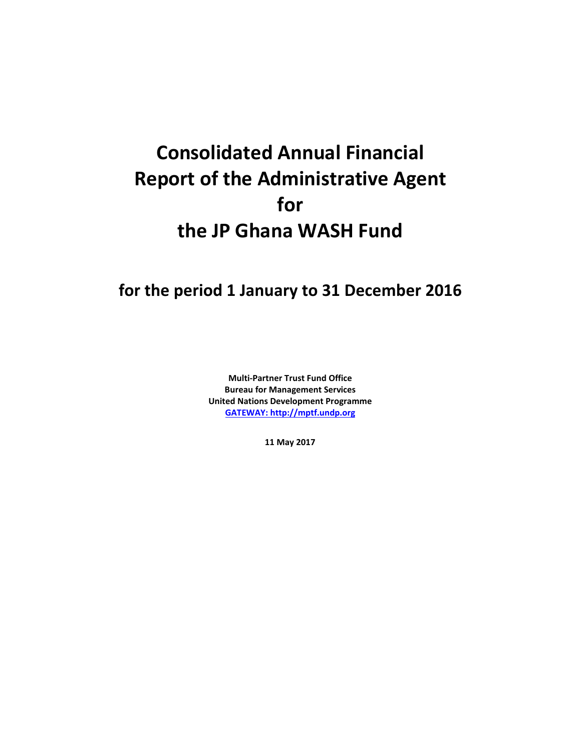# Consolidated Annual Financial Report of the Administrative Agent for the JP Ghana WASH Fund

## for the period 1 January to 31 December 2016

**Multi-Partner Trust Fund Office**
**Bureau for Management Services**
**United Nations Development Programme**
**GATEWAY: http://mptf.undp.org**

**11 May 2017**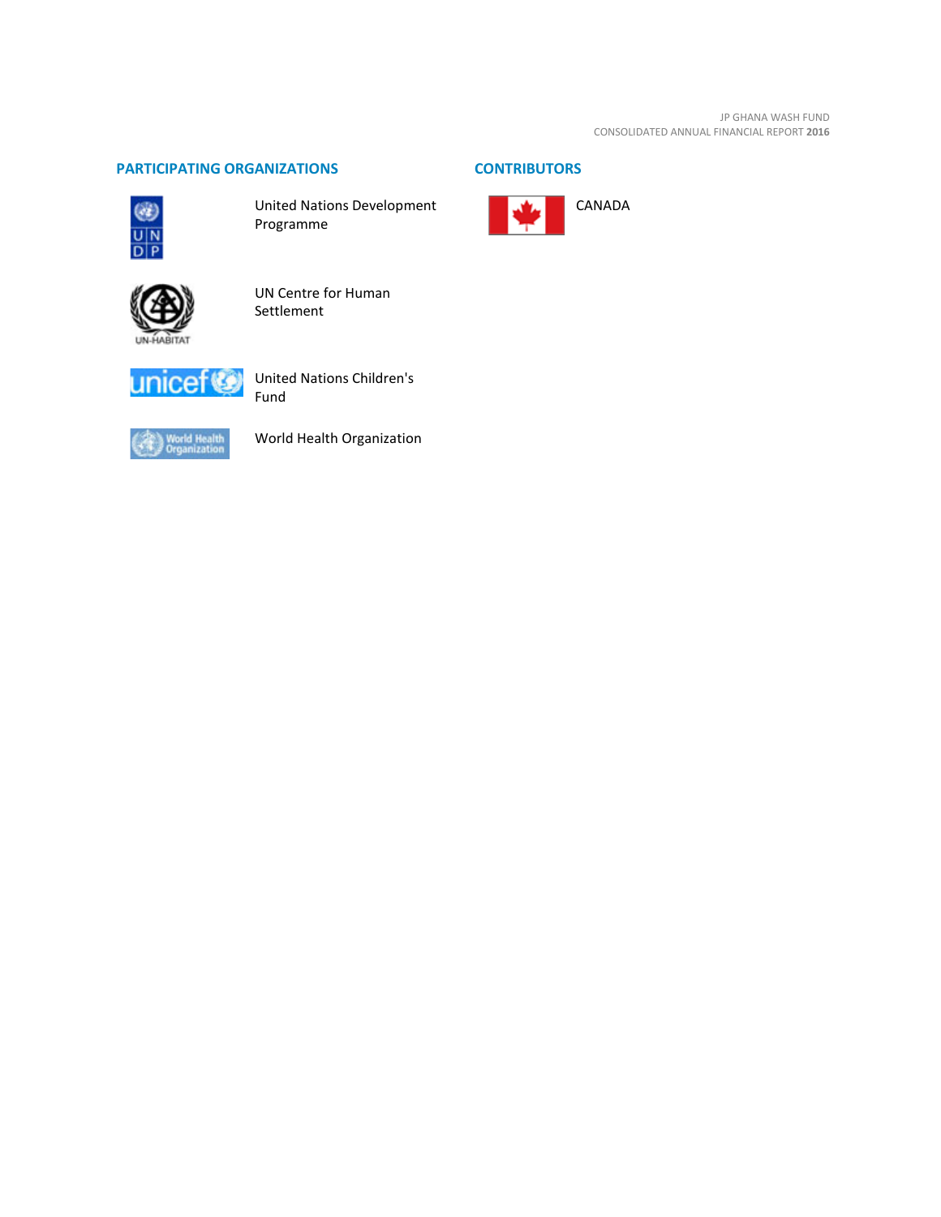## PARTICIPATING ORGANIZATIONS

United Nations Development Programme

UN Centre for Human Settlement

United Nations Children's Fund

World Health Organization

## CONTRIBUTORS

CANADA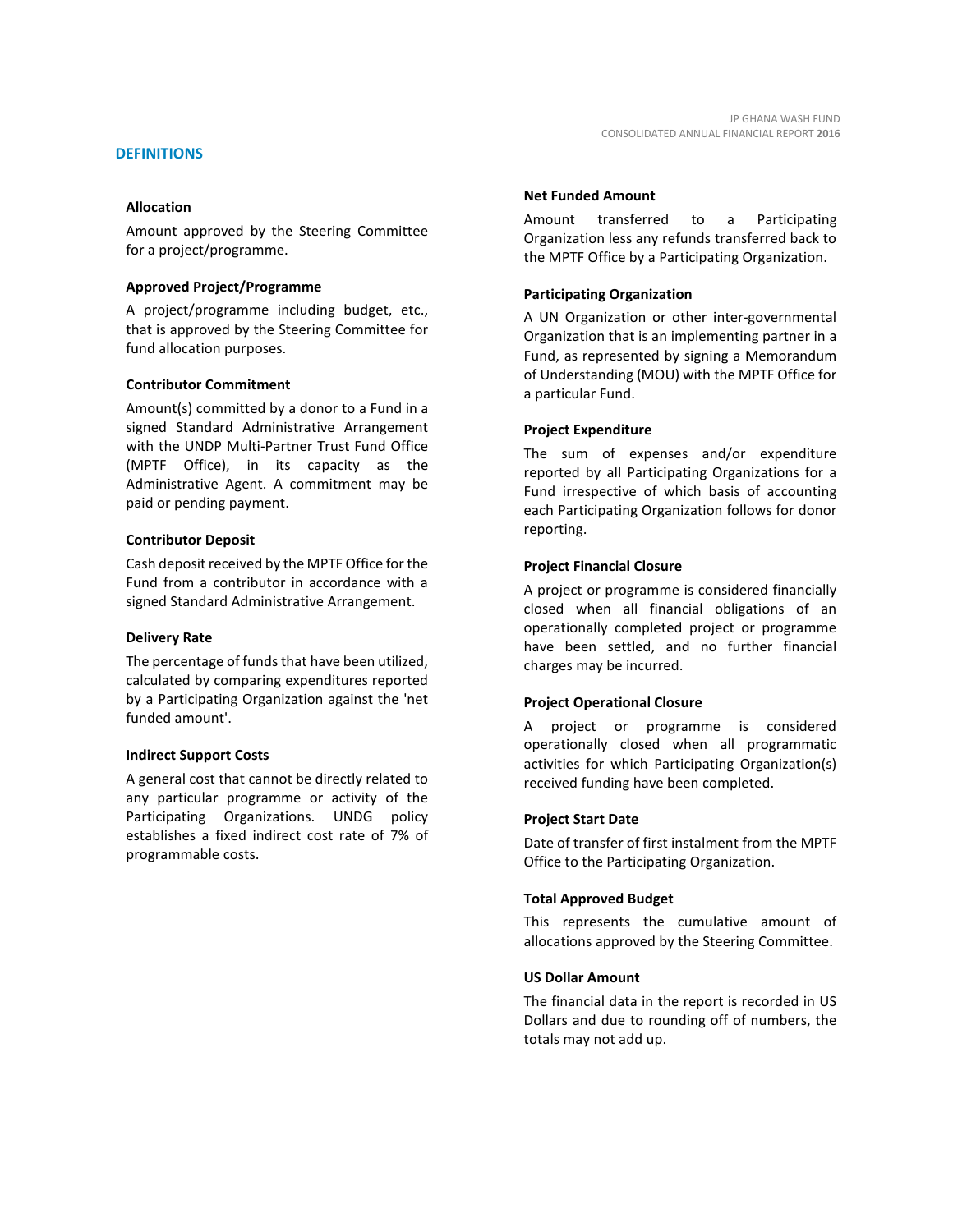## DEFINITIONS

### Allocation

Amount approved by the Steering Committee for a project/programme.

### Approved Project/Programme

A project/programme including budget, etc., that is approved by the Steering Committee for fund allocation purposes.

### Contributor Commitment

Amount(s) committed by a donor to a Fund in a signed Standard Administrative Arrangement with the UNDP Multi-Partner Trust Fund Office (MPTF Office), in its capacity as the Administrative Agent. A commitment may be paid or pending payment.

### Contributor Deposit

Cash deposit received by the MPTF Office for the Fund from a contributor in accordance with a signed Standard Administrative Arrangement.

### Delivery Rate

The percentage of funds that have been utilized, calculated by comparing expenditures reported by a Participating Organization against the 'net funded amount'.

### Indirect Support Costs

A general cost that cannot be directly related to any particular programme or activity of the Participating Organizations. UNDG policy establishes a fixed indirect cost rate of 7% of programmable costs.

### Net Funded Amount

Amount transferred to a Participating Organization less any refunds transferred back to the MPTF Office by a Participating Organization.

### Participating Organization

A UN Organization or other inter-governmental Organization that is an implementing partner in a Fund, as represented by signing a Memorandum of Understanding (MOU) with the MPTF Office for a particular Fund.

### Project Expenditure

The sum of expenses and/or expenditure reported by all Participating Organizations for a Fund irrespective of which basis of accounting each Participating Organization follows for donor reporting.

### Project Financial Closure

A project or programme is considered financially closed when all financial obligations of an operationally completed project or programme have been settled, and no further financial charges may be incurred.

### Project Operational Closure

A project or programme is considered operationally closed when all programmatic activities for which Participating Organization(s) received funding have been completed.

### Project Start Date

Date of transfer of first instalment from the MPTF Office to the Participating Organization.

### Total Approved Budget

This represents the cumulative amount of allocations approved by the Steering Committee.

### US Dollar Amount

The financial data in the report is recorded in US Dollars and due to rounding off of numbers, the totals may not add up.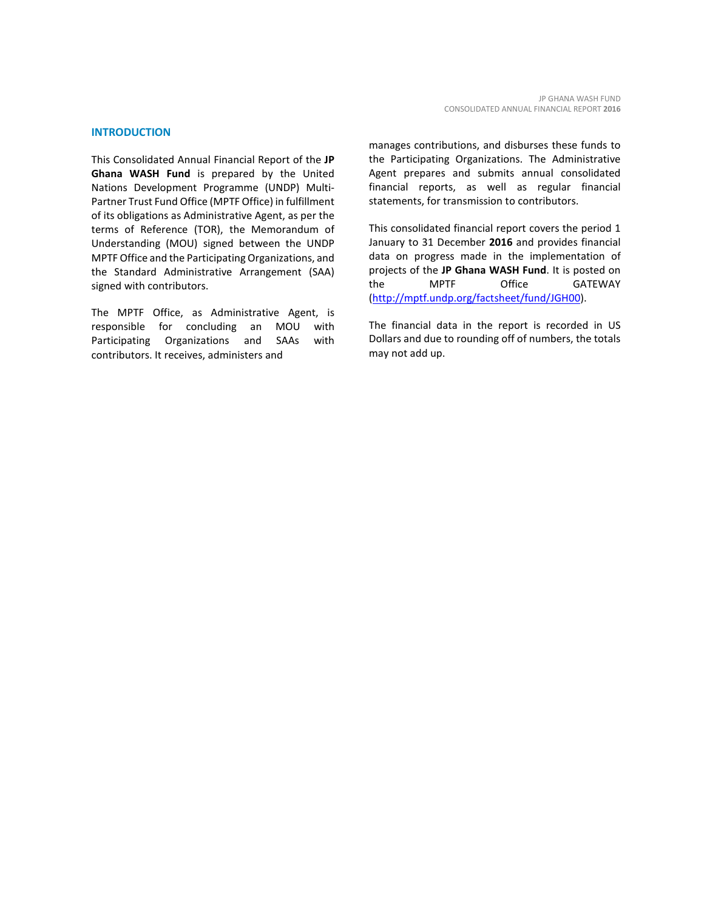## INTRODUCTION

This Consolidated Annual Financial Report of the **JP Ghana WASH Fund** is prepared by the United Nations Development Programme (UNDP) Multi-Partner Trust Fund Office (MPTF Office) in fulfillment of its obligations as Administrative Agent, as per the terms of Reference (TOR), the Memorandum of Understanding (MOU) signed between the UNDP MPTF Office and the Participating Organizations, and the Standard Administrative Arrangement (SAA) signed with contributors.

The MPTF Office, as Administrative Agent, is responsible for concluding an MOU with Participating Organizations and SAAs with contributors. It receives, administers and manages contributions, and disburses these funds to the Participating Organizations. The Administrative Agent prepares and submits annual consolidated financial reports, as well as regular financial statements, for transmission to contributors.

This consolidated financial report covers the period 1 January to 31 December **2016** and provides financial data on progress made in the implementation of projects of the **JP Ghana WASH Fund**. It is posted on the MPTF Office GATEWAY ([http://mptf.undp.org/factsheet/fund/JGH00](http://mptf.undp.org/factsheet/fund/JGH00)).

The financial data in the report is recorded in US Dollars and due to rounding off of numbers, the totals may not add up.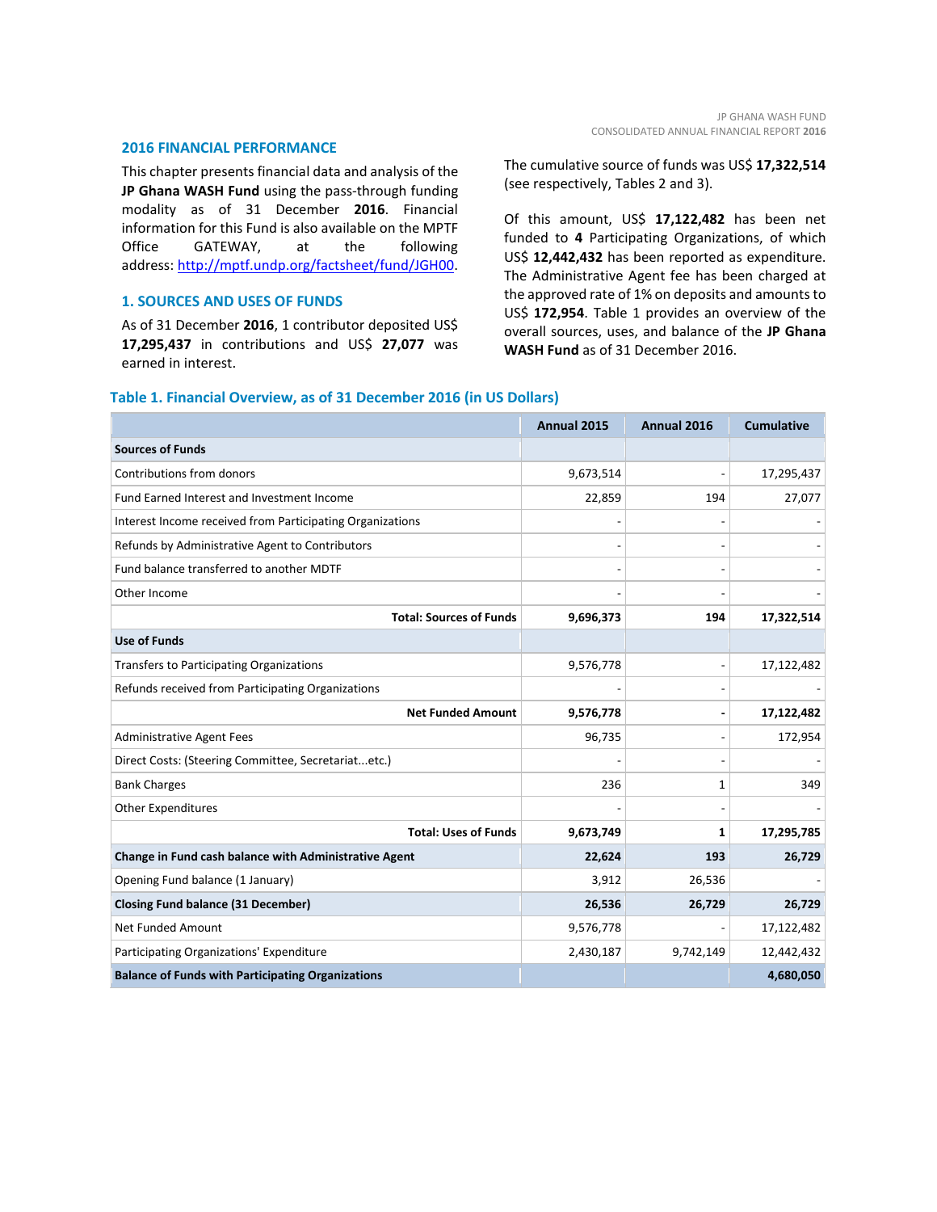## 2016 FINANCIAL PERFORMANCE

This chapter presents financial data and analysis of the **JP Ghana WASH Fund** using the pass-through funding modality as of 31 December **2016**. Financial information for this Fund is also available on the MPTF Office GATEWAY, at the following address: http://mptf.undp.org/factsheet/fund/JGH00.

### 1. SOURCES AND USES OF FUNDS

As of 31 December **2016**, 1 contributor deposited US$ **17,295,437** in contributions and US$ **27,077** was earned in interest.

The cumulative source of funds was US$ **17,322,514** (see respectively, Tables 2 and 3).

Of this amount, US$ **17,122,482** has been net funded to **4** Participating Organizations, of which US$ **12,442,432** has been reported as expenditure. The Administrative Agent fee has been charged at the approved rate of 1% on deposits and amounts to US$ **172,954**. Table 1 provides an overview of the overall sources, uses, and balance of the **JP Ghana WASH Fund** as of 31 December 2016.

**Table 1. Financial Overview, as of 31 December 2016 (in US Dollars)**

| | Annual 2015 | Annual 2016 | Cumulative |
|---|---|---|---|
| **Sources of Funds** | | | |
| Contributions from donors | 9,673,514 | - | 17,295,437 |
| Fund Earned Interest and Investment Income | 22,859 | 194 | 27,077 |
| Interest Income received from Participating Organizations | - | - | - |
| Refunds by Administrative Agent to Contributors | - | - | - |
| Fund balance transferred to another MDTF | - | - | - |
| Other Income | - | - | - |
| **Total: Sources of Funds** | **9,696,373** | **194** | **17,322,514** |
| **Use of Funds** | | | |
| Transfers to Participating Organizations | 9,576,778 | - | 17,122,482 |
| Refunds received from Participating Organizations | - | - | - |
| **Net Funded Amount** | **9,576,778** | **-** | **17,122,482** |
| Administrative Agent Fees | 96,735 | - | 172,954 |
| Direct Costs: (Steering Committee, Secretariat...etc.) | - | - | - |
| Bank Charges | 236 | 1 | 349 |
| Other Expenditures | - | - | - |
| **Total: Uses of Funds** | **9,673,749** | **1** | **17,295,785** |
| **Change in Fund cash balance with Administrative Agent** | **22,624** | **193** | **26,729** |
| Opening Fund balance (1 January) | 3,912 | 26,536 | - |
| **Closing Fund balance (31 December)** | **26,536** | **26,729** | **26,729** |
| Net Funded Amount | 9,576,778 | - | 17,122,482 |
| Participating Organizations' Expenditure | 2,430,187 | 9,742,149 | 12,442,432 |
| **Balance of Funds with Participating Organizations** | | | **4,680,050** |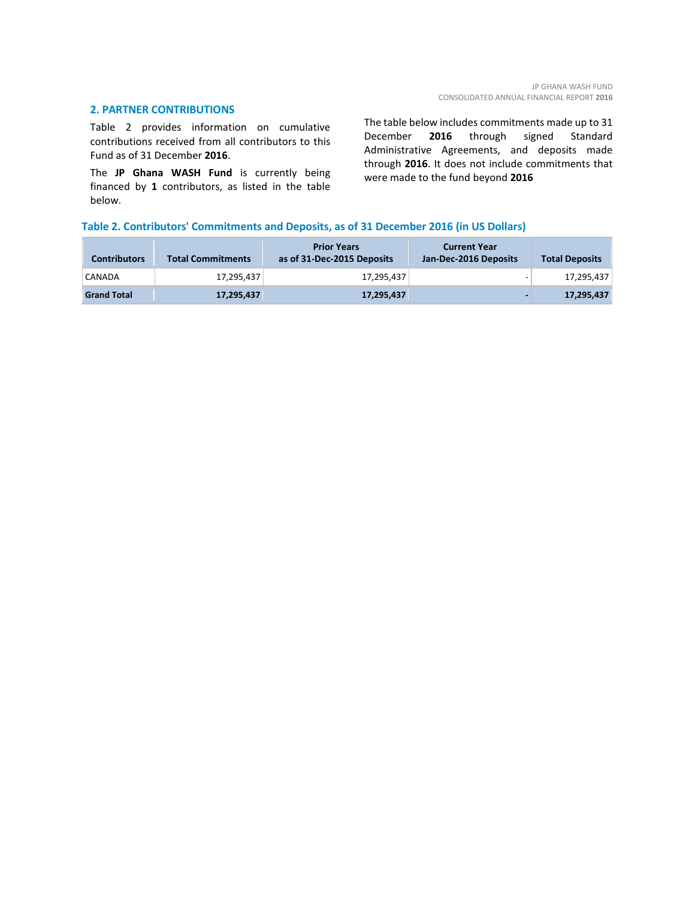## 2. PARTNER CONTRIBUTIONS

Table 2 provides information on cumulative contributions received from all contributors to this Fund as of 31 December **2016**.

The **JP Ghana WASH Fund** is currently being financed by **1** contributors, as listed in the table below.

The table below includes commitments made up to 31 December **2016** through signed Standard Administrative Agreements, and deposits made through **2016**. It does not include commitments that were made to the fund beyond **2016**

### Table 2. Contributors' Commitments and Deposits, as of 31 December 2016 (in US Dollars)

| Contributors | Total Commitments | Prior Years as of 31-Dec-2015 Deposits | Current Year Jan-Dec-2016 Deposits | Total Deposits |
|---|---|---|---|---|
| CANADA | 17,295,437 | 17,295,437 | - | 17,295,437 |
| **Grand Total** | **17,295,437** | **17,295,437** | **-** | **17,295,437** |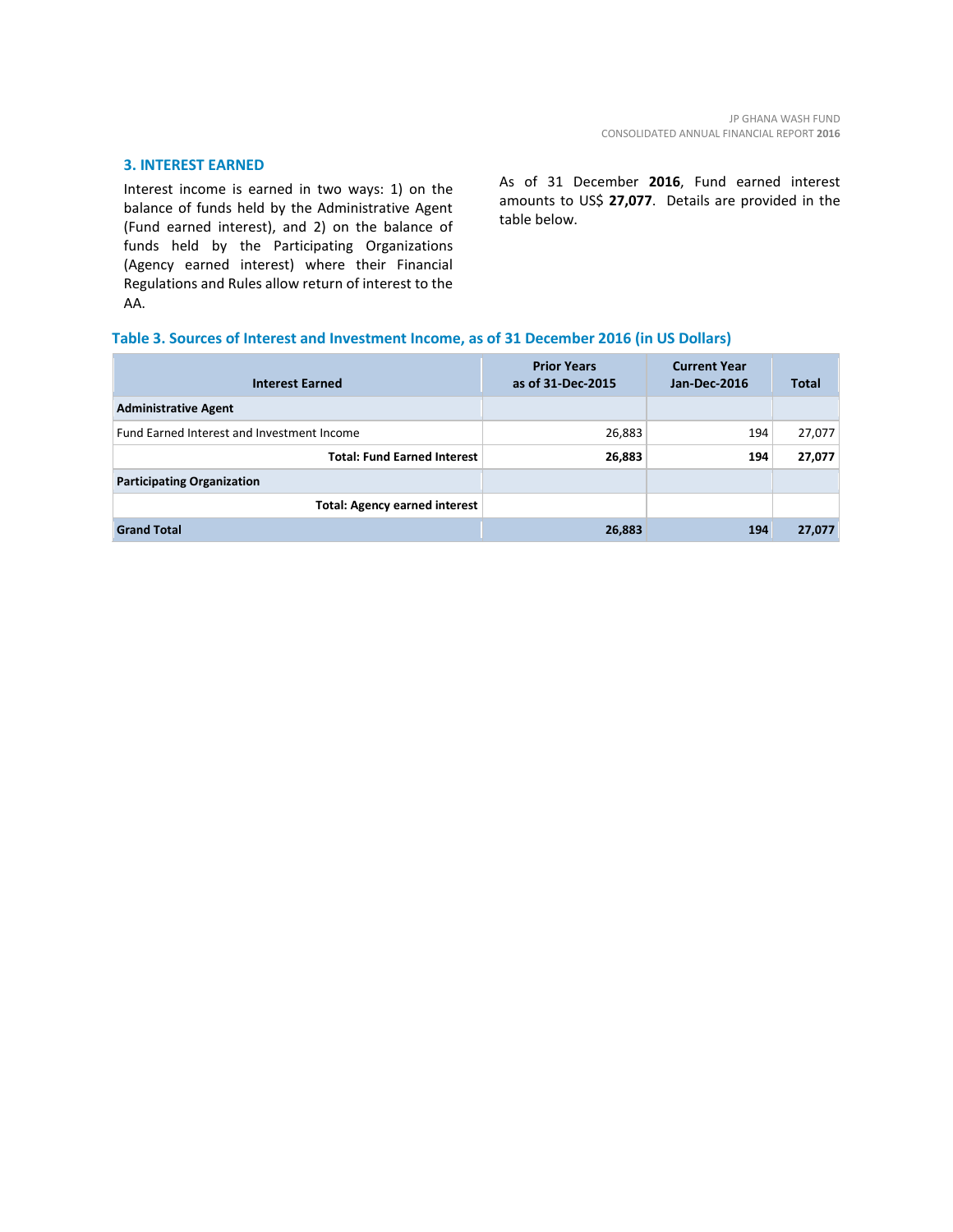## 3. INTEREST EARNED

Interest income is earned in two ways: 1) on the balance of funds held by the Administrative Agent (Fund earned interest), and 2) on the balance of funds held by the Participating Organizations (Agency earned interest) where their Financial Regulations and Rules allow return of interest to the AA.

As of 31 December **2016**, Fund earned interest amounts to US$ **27,077**. Details are provided in the table below.

### Table 3. Sources of Interest and Investment Income, as of 31 December 2016 (in US Dollars)

| Interest Earned | Prior Years as of 31-Dec-2015 | Current Year Jan-Dec-2016 | Total |
|---|---|---|---|
| **Administrative Agent** | | | |
| Fund Earned Interest and Investment Income | 26,883 | 194 | 27,077 |
| **Total: Fund Earned Interest** | **26,883** | **194** | **27,077** |
| **Participating Organization** | | | |
| **Total: Agency earned interest** | | | |
| **Grand Total** | **26,883** | **194** | **27,077** |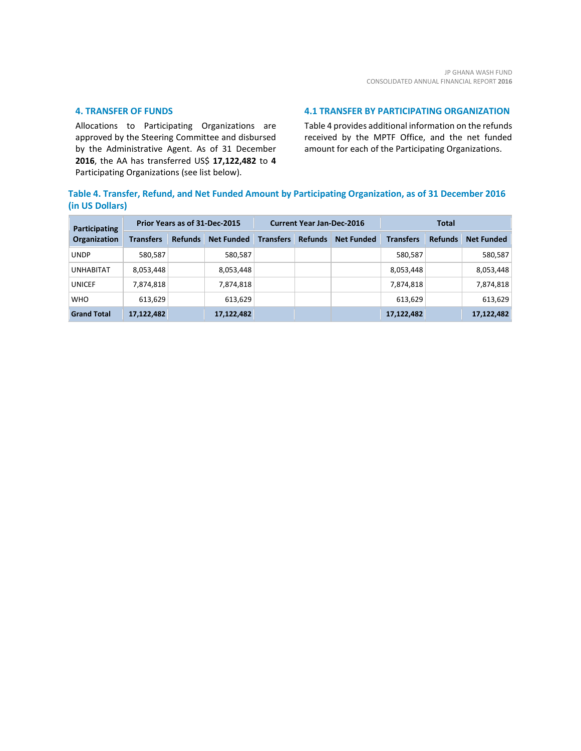## 4. TRANSFER OF FUNDS

Allocations to Participating Organizations are approved by the Steering Committee and disbursed by the Administrative Agent. As of 31 December **2016**, the AA has transferred US$ **17,122,482** to **4** Participating Organizations (see list below).

## 4.1 TRANSFER BY PARTICIPATING ORGANIZATION

Table 4 provides additional information on the refunds received by the MPTF Office, and the net funded amount for each of the Participating Organizations.

### Table 4. Transfer, Refund, and Net Funded Amount by Participating Organization, as of 31 December 2016 (in US Dollars)

| Participating Organization | Prior Years as of 31-Dec-2015 | | | Current Year Jan-Dec-2016 | | | Total | | |
|---|---|---|---|---|---|---|---|---|---|
| | Transfers | Refunds | Net Funded | Transfers | Refunds | Net Funded | Transfers | Refunds | Net Funded |
| UNDP | 580,587 | | 580,587 | | | | 580,587 | | 580,587 |
| UNHABITAT | 8,053,448 | | 8,053,448 | | | | 8,053,448 | | 8,053,448 |
| UNICEF | 7,874,818 | | 7,874,818 | | | | 7,874,818 | | 7,874,818 |
| WHO | 613,629 | | 613,629 | | | | 613,629 | | 613,629 |
| **Grand Total** | **17,122,482** | | **17,122,482** | | | | **17,122,482** | | **17,122,482** |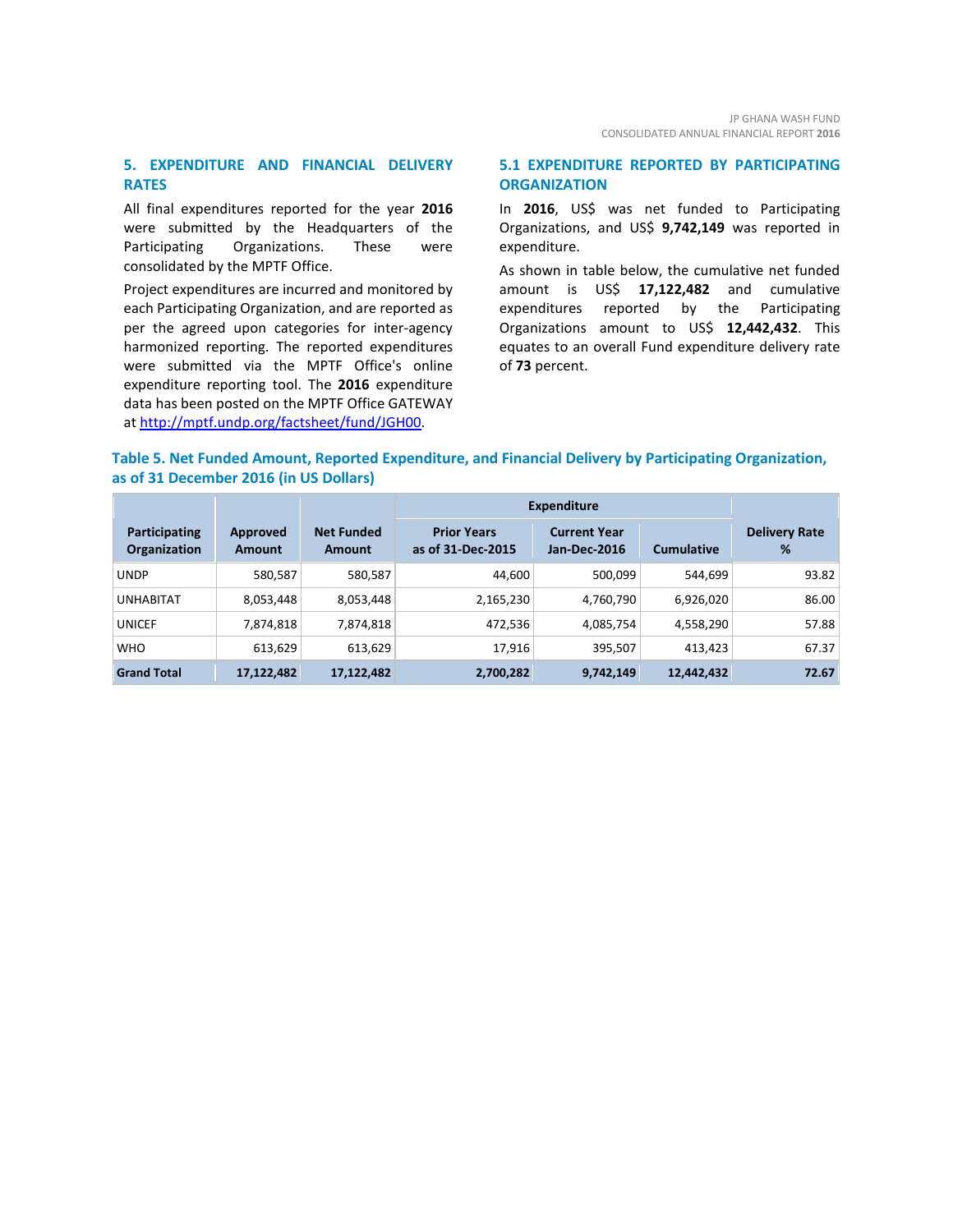## 5. EXPENDITURE AND FINANCIAL DELIVERY RATES

All final expenditures reported for the year **2016** were submitted by the Headquarters of the Participating Organizations. These were consolidated by the MPTF Office.

Project expenditures are incurred and monitored by each Participating Organization, and are reported as per the agreed upon categories for inter-agency harmonized reporting. The reported expenditures were submitted via the MPTF Office's online expenditure reporting tool. The **2016** expenditure data has been posted on the MPTF Office GATEWAY at http://mptf.undp.org/factsheet/fund/JGH00.

## 5.1 EXPENDITURE REPORTED BY PARTICIPATING ORGANIZATION

In **2016**, US$ was net funded to Participating Organizations, and US$ **9,742,149** was reported in expenditure.

As shown in table below, the cumulative net funded amount is US$ **17,122,482** and cumulative expenditures reported by the Participating Organizations amount to US$ **12,442,432**. This equates to an overall Fund expenditure delivery rate of **73** percent.

**Table 5. Net Funded Amount, Reported Expenditure, and Financial Delivery by Participating Organization, as of 31 December 2016 (in US Dollars)**

| Participating Organization | Approved Amount | Net Funded Amount | Expenditure | | | Delivery Rate % |
|---|---|---|---|---|---|---|
| | | | Prior Years as of 31-Dec-2015 | Current Year Jan-Dec-2016 | Cumulative | |
| UNDP | 580,587 | 580,587 | 44,600 | 500,099 | 544,699 | 93.82 |
| UNHABITAT | 8,053,448 | 8,053,448 | 2,165,230 | 4,760,790 | 6,926,020 | 86.00 |
| UNICEF | 7,874,818 | 7,874,818 | 472,536 | 4,085,754 | 4,558,290 | 57.88 |
| WHO | 613,629 | 613,629 | 17,916 | 395,507 | 413,423 | 67.37 |
| **Grand Total** | **17,122,482** | **17,122,482** | **2,700,282** | **9,742,149** | **12,442,432** | **72.67** |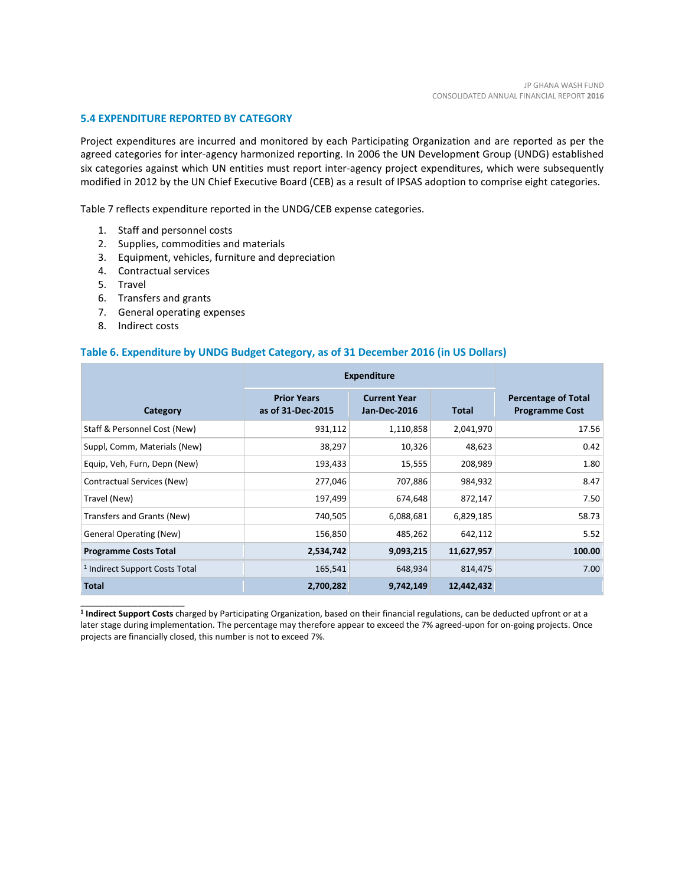### 5.4 EXPENDITURE REPORTED BY CATEGORY

Project expenditures are incurred and monitored by each Participating Organization and are reported as per the agreed categories for inter-agency harmonized reporting. In 2006 the UN Development Group (UNDG) established six categories against which UN entities must report inter-agency project expenditures, which were subsequently modified in 2012 by the UN Chief Executive Board (CEB) as a result of IPSAS adoption to comprise eight categories.

Table 7 reflects expenditure reported in the UNDG/CEB expense categories.

1. Staff and personnel costs
2. Supplies, commodities and materials
3. Equipment, vehicles, furniture and depreciation
4. Contractual services
5. Travel
6. Transfers and grants
7. General operating expenses
8. Indirect costs

#### Table 6. Expenditure by UNDG Budget Category, as of 31 December 2016 (in US Dollars)

| Category | Expenditure | | | Percentage of Total Programme Cost |
|---|---|---|---|---|
| | Prior Years as of 31-Dec-2015 | Current Year Jan-Dec-2016 | Total | |
| Staff & Personnel Cost (New) | 931,112 | 1,110,858 | 2,041,970 | 17.56 |
| Suppl, Comm, Materials (New) | 38,297 | 10,326 | 48,623 | 0.42 |
| Equip, Veh, Furn, Depn (New) | 193,433 | 15,555 | 208,989 | 1.80 |
| Contractual Services (New) | 277,046 | 707,886 | 984,932 | 8.47 |
| Travel (New) | 197,499 | 674,648 | 872,147 | 7.50 |
| Transfers and Grants (New) | 740,505 | 6,088,681 | 6,829,185 | 58.73 |
| General Operating (New) | 156,850 | 485,262 | 642,112 | 5.52 |
| **Programme Costs Total** | **2,534,742** | **9,093,215** | **11,627,957** | **100.00** |
| [1] Indirect Support Costs Total | 165,541 | 648,934 | 814,475 | 7.00 |
| **Total** | **2,700,282** | **9,742,149** | **12,442,432** | |

[1] **Indirect Support Costs** charged by Participating Organization, based on their financial regulations, can be deducted upfront or at a later stage during implementation. The percentage may therefore appear to exceed the 7% agreed-upon for on-going projects. Once projects are financially closed, this number is not to exceed 7%.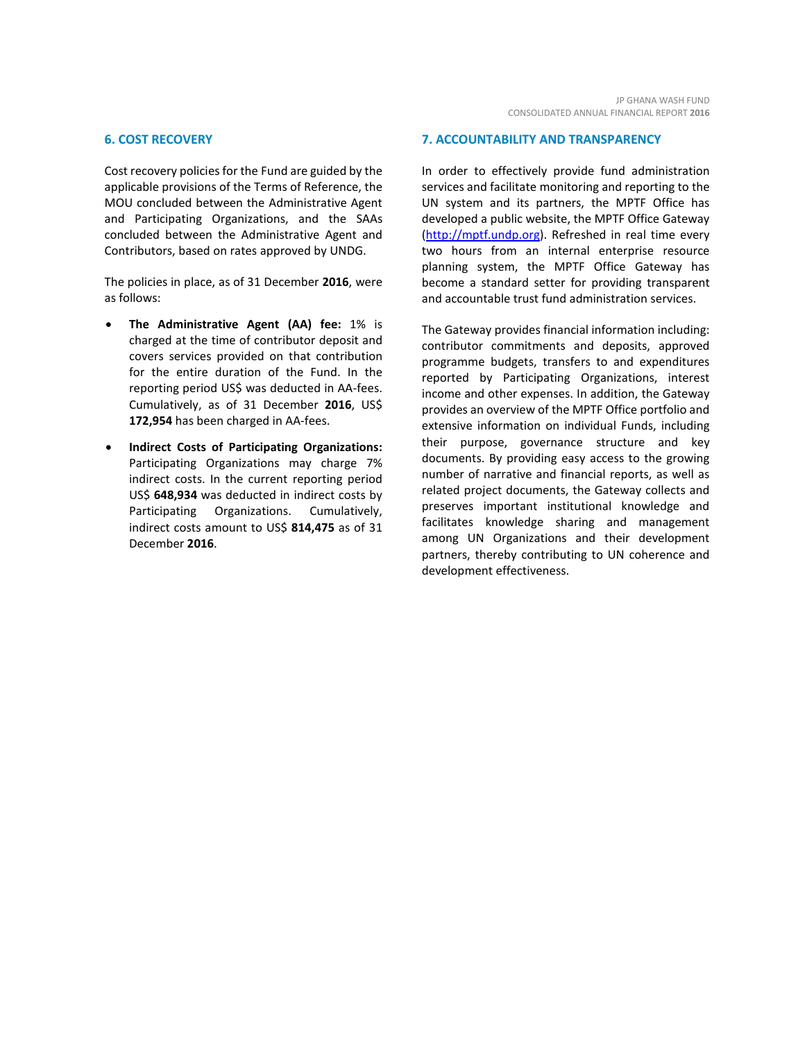## 6. COST RECOVERY

Cost recovery policies for the Fund are guided by the applicable provisions of the Terms of Reference, the MOU concluded between the Administrative Agent and Participating Organizations, and the SAAs concluded between the Administrative Agent and Contributors, based on rates approved by UNDG.

The policies in place, as of 31 December **2016**, were as follows:

- **The Administrative Agent (AA) fee:** 1% is charged at the time of contributor deposit and covers services provided on that contribution for the entire duration of the Fund. In the reporting period US$ was deducted in AA-fees. Cumulatively, as of 31 December **2016**, US$ **172,954** has been charged in AA-fees.
- **Indirect Costs of Participating Organizations:** Participating Organizations may charge 7% indirect costs. In the current reporting period US$ **648,934** was deducted in indirect costs by Participating Organizations. Cumulatively, indirect costs amount to US$ **814,475** as of 31 December **2016**.

## 7. ACCOUNTABILITY AND TRANSPARENCY

In order to effectively provide fund administration services and facilitate monitoring and reporting to the UN system and its partners, the MPTF Office has developed a public website, the MPTF Office Gateway (http://mptf.undp.org). Refreshed in real time every two hours from an internal enterprise resource planning system, the MPTF Office Gateway has become a standard setter for providing transparent and accountable trust fund administration services.

The Gateway provides financial information including: contributor commitments and deposits, approved programme budgets, transfers to and expenditures reported by Participating Organizations, interest income and other expenses. In addition, the Gateway provides an overview of the MPTF Office portfolio and extensive information on individual Funds, including their purpose, governance structure and key documents. By providing easy access to the growing number of narrative and financial reports, as well as related project documents, the Gateway collects and preserves important institutional knowledge and facilitates knowledge sharing and management among UN Organizations and their development partners, thereby contributing to UN coherence and development effectiveness.